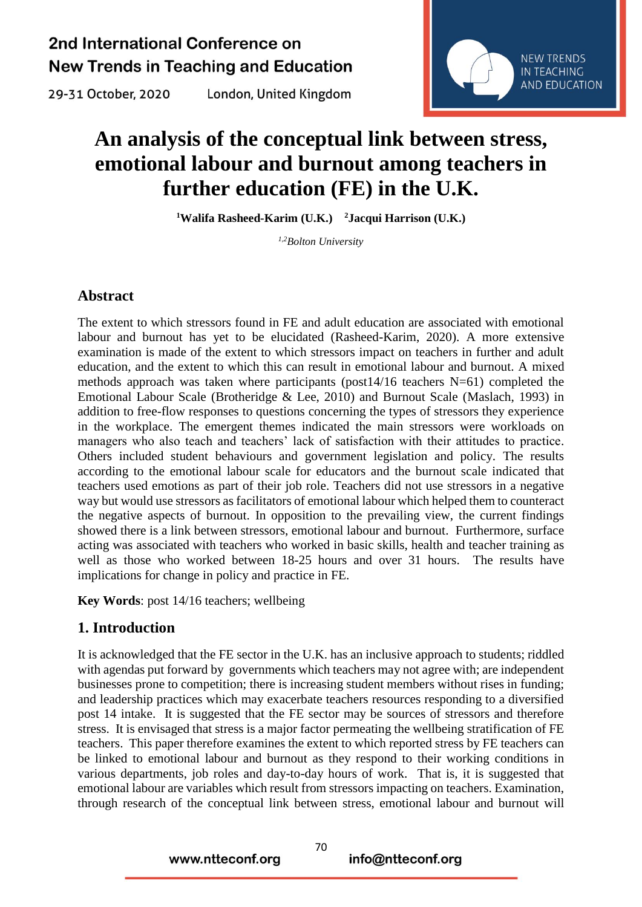# An analysis of the conceptual link between stress, emotional labour and burnout among teachers in further education (FE) in the U.K.

[1]Walifa Rasheed-Karim (U.K.) [2]Jacqui Harrison (U.K.)

*[1,2]Bolton University*

## Abstract

The extent to which stressors found in FE and adult education are associated with emotional labour and burnout has yet to be elucidated (Rasheed-Karim, 2020). A more extensive examination is made of the extent to which stressors impact on teachers in further and adult education, and the extent to which this can result in emotional labour and burnout. A mixed methods approach was taken where participants (post14/16 teachers N=61) completed the Emotional Labour Scale (Brotheridge & Lee, 2010) and Burnout Scale (Maslach, 1993) in addition to free-flow responses to questions concerning the types of stressors they experience in the workplace. The emergent themes indicated the main stressors were workloads on managers who also teach and teachers' lack of satisfaction with their attitudes to practice. Others included student behaviours and government legislation and policy. The results according to the emotional labour scale for educators and the burnout scale indicated that teachers used emotions as part of their job role. Teachers did not use stressors in a negative way but would use stressors as facilitators of emotional labour which helped them to counteract the negative aspects of burnout. In opposition to the prevailing view, the current findings showed there is a link between stressors, emotional labour and burnout. Furthermore, surface acting was associated with teachers who worked in basic skills, health and teacher training as well as those who worked between 18-25 hours and over 31 hours. The results have implications for change in policy and practice in FE.

**Key Words**: post 14/16 teachers; wellbeing

## 1. Introduction

It is acknowledged that the FE sector in the U.K. has an inclusive approach to students; riddled with agendas put forward by governments which teachers may not agree with; are independent businesses prone to competition; there is increasing student members without rises in funding; and leadership practices which may exacerbate teachers resources responding to a diversified post 14 intake. It is suggested that the FE sector may be sources of stressors and therefore stress. It is envisaged that stress is a major factor permeating the wellbeing stratification of FE teachers. This paper therefore examines the extent to which reported stress by FE teachers can be linked to emotional labour and burnout as they respond to their working conditions in various departments, job roles and day-to-day hours of work. That is, it is suggested that emotional labour are variables which result from stressors impacting on teachers. Examination, through research of the conceptual link between stress, emotional labour and burnout will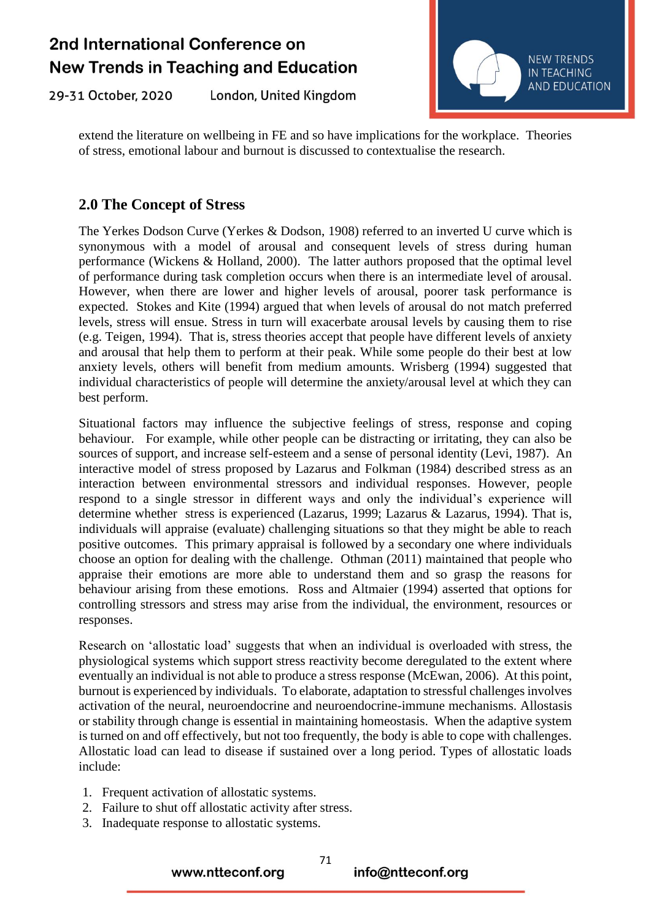extend the literature on wellbeing in FE and so have implications for the workplace. Theories of stress, emotional labour and burnout is discussed to contextualise the research.

## 2.0 The Concept of Stress

The Yerkes Dodson Curve (Yerkes & Dodson, 1908) referred to an inverted U curve which is synonymous with a model of arousal and consequent levels of stress during human performance (Wickens & Holland, 2000). The latter authors proposed that the optimal level of performance during task completion occurs when there is an intermediate level of arousal. However, when there are lower and higher levels of arousal, poorer task performance is expected. Stokes and Kite (1994) argued that when levels of arousal do not match preferred levels, stress will ensue. Stress in turn will exacerbate arousal levels by causing them to rise (e.g. Teigen, 1994). That is, stress theories accept that people have different levels of anxiety and arousal that help them to perform at their peak. While some people do their best at low anxiety levels, others will benefit from medium amounts. Wrisberg (1994) suggested that individual characteristics of people will determine the anxiety/arousal level at which they can best perform.

Situational factors may influence the subjective feelings of stress, response and coping behaviour. For example, while other people can be distracting or irritating, they can also be sources of support, and increase self-esteem and a sense of personal identity (Levi, 1987). An interactive model of stress proposed by Lazarus and Folkman (1984) described stress as an interaction between environmental stressors and individual responses. However, people respond to a single stressor in different ways and only the individual's experience will determine whether stress is experienced (Lazarus, 1999; Lazarus & Lazarus, 1994). That is, individuals will appraise (evaluate) challenging situations so that they might be able to reach positive outcomes. This primary appraisal is followed by a secondary one where individuals choose an option for dealing with the challenge. Othman (2011) maintained that people who appraise their emotions are more able to understand them and so grasp the reasons for behaviour arising from these emotions. Ross and Altmaier (1994) asserted that options for controlling stressors and stress may arise from the individual, the environment, resources or responses.

Research on 'allostatic load' suggests that when an individual is overloaded with stress, the physiological systems which support stress reactivity become deregulated to the extent where eventually an individual is not able to produce a stress response (McEwan, 2006). At this point, burnout is experienced by individuals. To elaborate, adaptation to stressful challenges involves activation of the neural, neuroendocrine and neuroendocrine-immune mechanisms. Allostasis or stability through change is essential in maintaining homeostasis. When the adaptive system is turned on and off effectively, but not too frequently, the body is able to cope with challenges. Allostatic load can lead to disease if sustained over a long period. Types of allostatic loads include:

1. Frequent activation of allostatic systems.
2. Failure to shut off allostatic activity after stress.
3. Inadequate response to allostatic systems.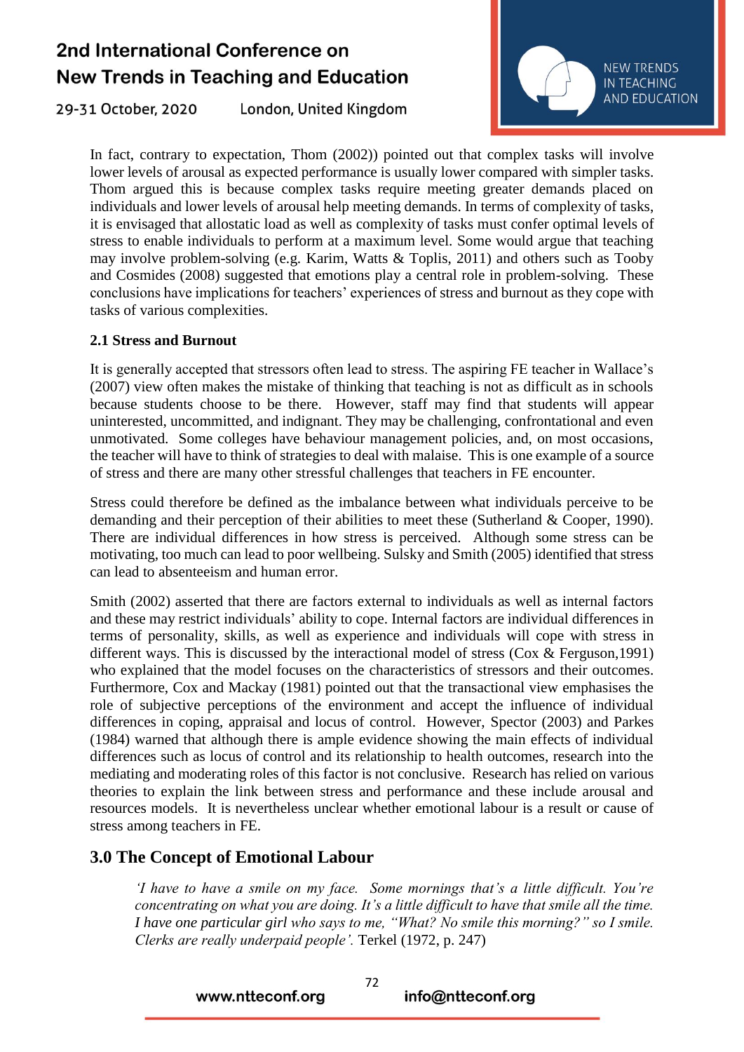In fact, contrary to expectation, Thom (2002)) pointed out that complex tasks will involve lower levels of arousal as expected performance is usually lower compared with simpler tasks. Thom argued this is because complex tasks require meeting greater demands placed on individuals and lower levels of arousal help meeting demands. In terms of complexity of tasks, it is envisaged that allostatic load as well as complexity of tasks must confer optimal levels of stress to enable individuals to perform at a maximum level. Some would argue that teaching may involve problem-solving (e.g. Karim, Watts & Toplis, 2011) and others such as Tooby and Cosmides (2008) suggested that emotions play a central role in problem-solving. These conclusions have implications for teachers' experiences of stress and burnout as they cope with tasks of various complexities.

### 2.1 Stress and Burnout

It is generally accepted that stressors often lead to stress. The aspiring FE teacher in Wallace's (2007) view often makes the mistake of thinking that teaching is not as difficult as in schools because students choose to be there. However, staff may find that students will appear uninterested, uncommitted, and indignant. They may be challenging, confrontational and even unmotivated. Some colleges have behaviour management policies, and, on most occasions, the teacher will have to think of strategies to deal with malaise. This is one example of a source of stress and there are many other stressful challenges that teachers in FE encounter.

Stress could therefore be defined as the imbalance between what individuals perceive to be demanding and their perception of their abilities to meet these (Sutherland & Cooper, 1990). There are individual differences in how stress is perceived. Although some stress can be motivating, too much can lead to poor wellbeing. Sulsky and Smith (2005) identified that stress can lead to absenteeism and human error.

Smith (2002) asserted that there are factors external to individuals as well as internal factors and these may restrict individuals' ability to cope. Internal factors are individual differences in terms of personality, skills, as well as experience and individuals will cope with stress in different ways. This is discussed by the interactional model of stress (Cox & Ferguson,1991) who explained that the model focuses on the characteristics of stressors and their outcomes. Furthermore, Cox and Mackay (1981) pointed out that the transactional view emphasises the role of subjective perceptions of the environment and accept the influence of individual differences in coping, appraisal and locus of control. However, Spector (2003) and Parkes (1984) warned that although there is ample evidence showing the main effects of individual differences such as locus of control and its relationship to health outcomes, research into the mediating and moderating roles of this factor is not conclusive. Research has relied on various theories to explain the link between stress and performance and these include arousal and resources models. It is nevertheless unclear whether emotional labour is a result or cause of stress among teachers in FE.

## 3.0 The Concept of Emotional Labour

> *'I have to have a smile on my face. Some mornings that's a little difficult. You're concentrating on what you are doing. It's a little difficult to have that smile all the time. I have one particular girl who says to me, "What? No smile this morning?" so I smile. Clerks are really underpaid people'.* Terkel (1972, p. 247)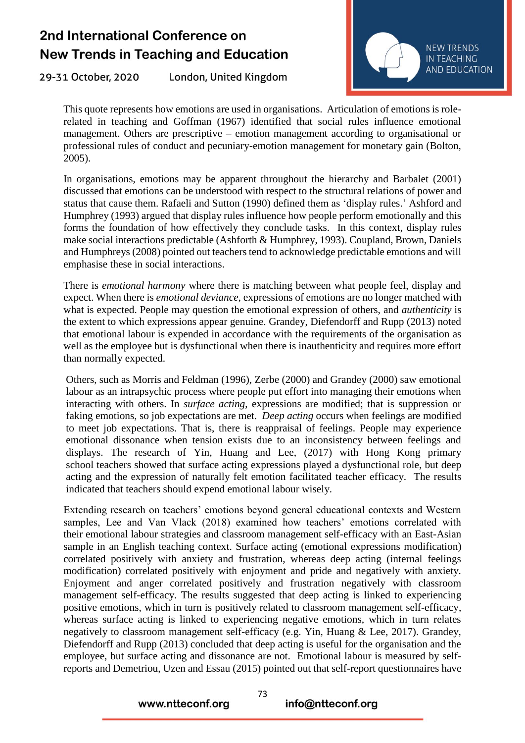This quote represents how emotions are used in organisations. Articulation of emotions is role-related in teaching and Goffman (1967) identified that social rules influence emotional management. Others are prescriptive – emotion management according to organisational or professional rules of conduct and pecuniary-emotion management for monetary gain (Bolton, 2005).

In organisations, emotions may be apparent throughout the hierarchy and Barbalet (2001) discussed that emotions can be understood with respect to the structural relations of power and status that cause them. Rafaeli and Sutton (1990) defined them as 'display rules.' Ashford and Humphrey (1993) argued that display rules influence how people perform emotionally and this forms the foundation of how effectively they conclude tasks. In this context, display rules make social interactions predictable (Ashforth & Humphrey, 1993). Coupland, Brown, Daniels and Humphreys (2008) pointed out teachers tend to acknowledge predictable emotions and will emphasise these in social interactions.

There is *emotional harmony* where there is matching between what people feel, display and expect. When there is *emotional deviance,* expressions of emotions are no longer matched with what is expected. People may question the emotional expression of others, and *authenticity* is the extent to which expressions appear genuine. Grandey, Diefendorff and Rupp (2013) noted that emotional labour is expended in accordance with the requirements of the organisation as well as the employee but is dysfunctional when there is inauthenticity and requires more effort than normally expected.

Others, such as Morris and Feldman (1996), Zerbe (2000) and Grandey (2000) saw emotional labour as an intrapsychic process where people put effort into managing their emotions when interacting with others. In *surface acting*, expressions are modified; that is suppression or faking emotions, so job expectations are met. *Deep acting* occurs when feelings are modified to meet job expectations. That is, there is reappraisal of feelings. People may experience emotional dissonance when tension exists due to an inconsistency between feelings and displays. The research of Yin, Huang and Lee, (2017) with Hong Kong primary school teachers showed that surface acting expressions played a dysfunctional role, but deep acting and the expression of naturally felt emotion facilitated teacher efficacy. The results indicated that teachers should expend emotional labour wisely.

Extending research on teachers' emotions beyond general educational contexts and Western samples, Lee and Van Vlack (2018) examined how teachers' emotions correlated with their emotional labour strategies and classroom management self-efficacy with an East-Asian sample in an English teaching context. Surface acting (emotional expressions modification) correlated positively with anxiety and frustration, whereas deep acting (internal feelings modification) correlated positively with enjoyment and pride and negatively with anxiety. Enjoyment and anger correlated positively and frustration negatively with classroom management self-efficacy. The results suggested that deep acting is linked to experiencing positive emotions, which in turn is positively related to classroom management self-efficacy, whereas surface acting is linked to experiencing negative emotions, which in turn relates negatively to classroom management self-efficacy (e.g. Yin, Huang & Lee, 2017). Grandey, Diefendorff and Rupp (2013) concluded that deep acting is useful for the organisation and the employee, but surface acting and dissonance are not. Emotional labour is measured by self-reports and Demetriou, Uzen and Essau (2015) pointed out that self-report questionnaires have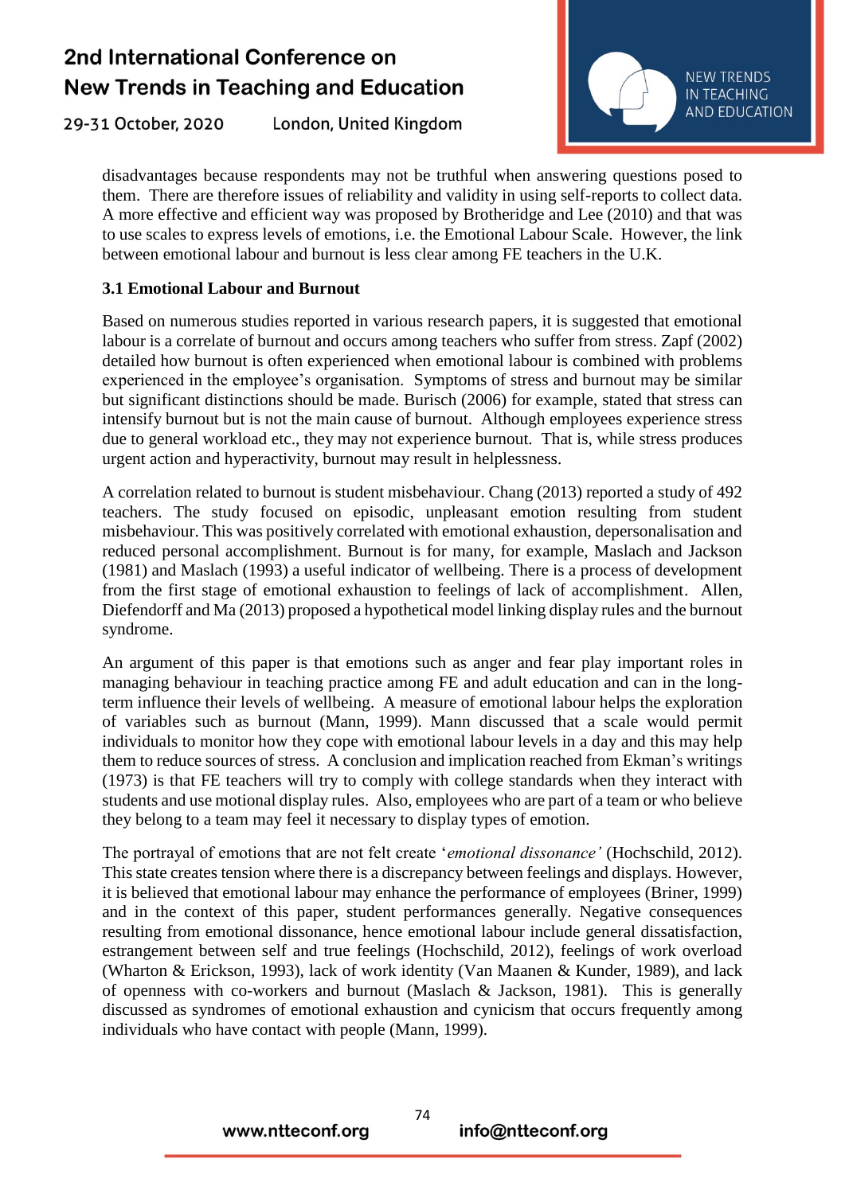disadvantages because respondents may not be truthful when answering questions posed to them. There are therefore issues of reliability and validity in using self-reports to collect data. A more effective and efficient way was proposed by Brotheridge and Lee (2010) and that was to use scales to express levels of emotions, i.e. the Emotional Labour Scale. However, the link between emotional labour and burnout is less clear among FE teachers in the U.K.

### 3.1 Emotional Labour and Burnout

Based on numerous studies reported in various research papers, it is suggested that emotional labour is a correlate of burnout and occurs among teachers who suffer from stress. Zapf (2002) detailed how burnout is often experienced when emotional labour is combined with problems experienced in the employee's organisation. Symptoms of stress and burnout may be similar but significant distinctions should be made. Burisch (2006) for example, stated that stress can intensify burnout but is not the main cause of burnout. Although employees experience stress due to general workload etc., they may not experience burnout. That is, while stress produces urgent action and hyperactivity, burnout may result in helplessness.

A correlation related to burnout is student misbehaviour. Chang (2013) reported a study of 492 teachers. The study focused on episodic, unpleasant emotion resulting from student misbehaviour. This was positively correlated with emotional exhaustion, depersonalisation and reduced personal accomplishment. Burnout is for many, for example, Maslach and Jackson (1981) and Maslach (1993) a useful indicator of wellbeing. There is a process of development from the first stage of emotional exhaustion to feelings of lack of accomplishment. Allen, Diefendorff and Ma (2013) proposed a hypothetical model linking display rules and the burnout syndrome.

An argument of this paper is that emotions such as anger and fear play important roles in managing behaviour in teaching practice among FE and adult education and can in the long-term influence their levels of wellbeing. A measure of emotional labour helps the exploration of variables such as burnout (Mann, 1999). Mann discussed that a scale would permit individuals to monitor how they cope with emotional labour levels in a day and this may help them to reduce sources of stress. A conclusion and implication reached from Ekman's writings (1973) is that FE teachers will try to comply with college standards when they interact with students and use motional display rules. Also, employees who are part of a team or who believe they belong to a team may feel it necessary to display types of emotion.

The portrayal of emotions that are not felt create '*emotional dissonance'* (Hochschild, 2012). This state creates tension where there is a discrepancy between feelings and displays. However, it is believed that emotional labour may enhance the performance of employees (Briner, 1999) and in the context of this paper, student performances generally. Negative consequences resulting from emotional dissonance, hence emotional labour include general dissatisfaction, estrangement between self and true feelings (Hochschild, 2012), feelings of work overload (Wharton & Erickson, 1993), lack of work identity (Van Maanen & Kunder, 1989), and lack of openness with co-workers and burnout (Maslach & Jackson, 1981). This is generally discussed as syndromes of emotional exhaustion and cynicism that occurs frequently among individuals who have contact with people (Mann, 1999).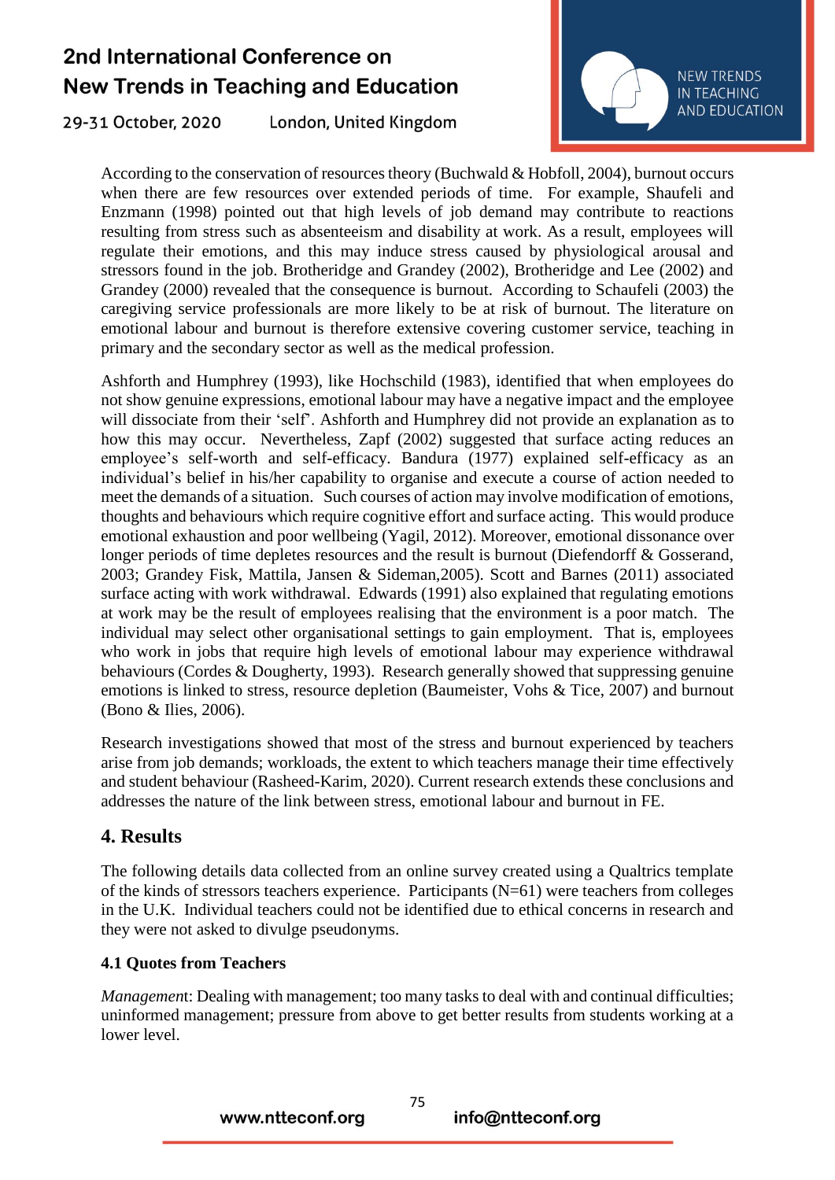According to the conservation of resources theory (Buchwald & Hobfoll, 2004), burnout occurs when there are few resources over extended periods of time. For example, Shaufeli and Enzmann (1998) pointed out that high levels of job demand may contribute to reactions resulting from stress such as absenteeism and disability at work. As a result, employees will regulate their emotions, and this may induce stress caused by physiological arousal and stressors found in the job. Brotheridge and Grandey (2002), Brotheridge and Lee (2002) and Grandey (2000) revealed that the consequence is burnout. According to Schaufeli (2003) the caregiving service professionals are more likely to be at risk of burnout. The literature on emotional labour and burnout is therefore extensive covering customer service, teaching in primary and the secondary sector as well as the medical profession.

Ashforth and Humphrey (1993), like Hochschild (1983), identified that when employees do not show genuine expressions, emotional labour may have a negative impact and the employee will dissociate from their 'self'. Ashforth and Humphrey did not provide an explanation as to how this may occur. Nevertheless, Zapf (2002) suggested that surface acting reduces an employee's self-worth and self-efficacy. Bandura (1977) explained self-efficacy as an individual's belief in his/her capability to organise and execute a course of action needed to meet the demands of a situation. Such courses of action may involve modification of emotions, thoughts and behaviours which require cognitive effort and surface acting. This would produce emotional exhaustion and poor wellbeing (Yagil, 2012). Moreover, emotional dissonance over longer periods of time depletes resources and the result is burnout (Diefendorff & Gosserand, 2003; Grandey Fisk, Mattila, Jansen & Sideman,2005). Scott and Barnes (2011) associated surface acting with work withdrawal. Edwards (1991) also explained that regulating emotions at work may be the result of employees realising that the environment is a poor match. The individual may select other organisational settings to gain employment. That is, employees who work in jobs that require high levels of emotional labour may experience withdrawal behaviours (Cordes & Dougherty, 1993). Research generally showed that suppressing genuine emotions is linked to stress, resource depletion (Baumeister, Vohs & Tice, 2007) and burnout (Bono & Ilies, 2006).

Research investigations showed that most of the stress and burnout experienced by teachers arise from job demands; workloads, the extent to which teachers manage their time effectively and student behaviour (Rasheed-Karim, 2020). Current research extends these conclusions and addresses the nature of the link between stress, emotional labour and burnout in FE.

## 4. Results

The following details data collected from an online survey created using a Qualtrics template of the kinds of stressors teachers experience. Participants (N=61) were teachers from colleges in the U.K. Individual teachers could not be identified due to ethical concerns in research and they were not asked to divulge pseudonyms.

### 4.1 Quotes from Teachers

*Managemen*t: Dealing with management; too many tasks to deal with and continual difficulties; uninformed management; pressure from above to get better results from students working at a lower level.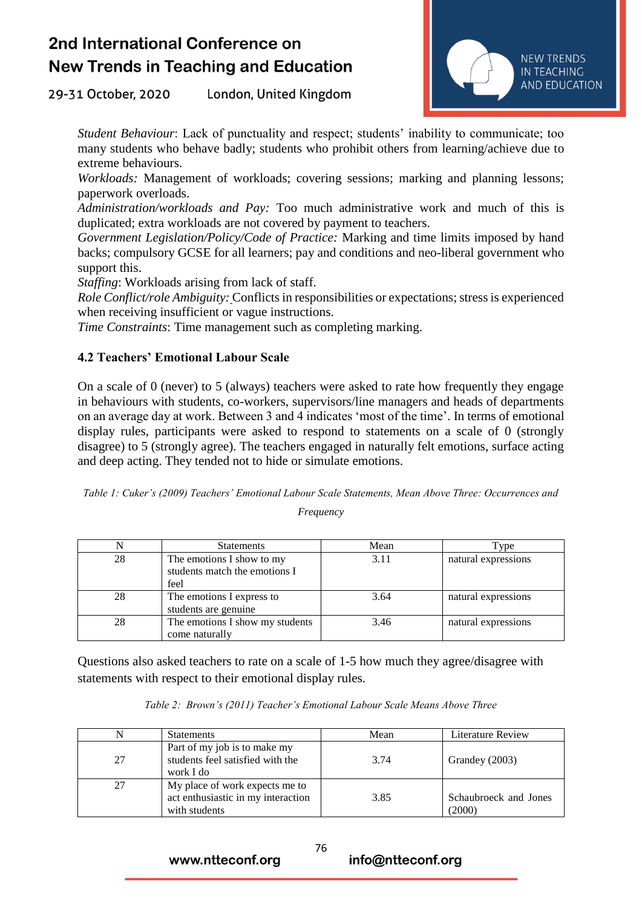*Student Behaviour*: Lack of punctuality and respect; students' inability to communicate; too many students who behave badly; students who prohibit others from learning/achieve due to extreme behaviours.
*Workloads:* Management of workloads; covering sessions; marking and planning lessons; paperwork overloads.
*Administration/workloads and Pay:* Too much administrative work and much of this is duplicated; extra workloads are not covered by payment to teachers.
*Government Legislation/Policy/Code of Practice:* Marking and time limits imposed by hand backs; compulsory GCSE for all learners; pay and conditions and neo-liberal government who support this.
*Staffing*: Workloads arising from lack of staff.
*Role Conflict/role Ambiguity:* Conflicts in responsibilities or expectations; stress is experienced when receiving insufficient or vague instructions.
*Time Constraints*: Time management such as completing marking.

### 4.2 Teachers' Emotional Labour Scale

On a scale of 0 (never) to 5 (always) teachers were asked to rate how frequently they engage in behaviours with students, co-workers, supervisors/line managers and heads of departments on an average day at work. Between 3 and 4 indicates 'most of the time'. In terms of emotional display rules, participants were asked to respond to statements on a scale of 0 (strongly disagree) to 5 (strongly agree). The teachers engaged in naturally felt emotions, surface acting and deep acting. They tended not to hide or simulate emotions.

*Table 1: Cuker's (2009) Teachers' Emotional Labour Scale Statements, Mean Above Three: Occurrences and Frequency*

| N | Statements | Mean | Type |
|---|---|---|---|
| 28 | The emotions I show to my students match the emotions I feel | 3.11 | natural expressions |
| 28 | The emotions I express to students are genuine | 3.64 | natural expressions |
| 28 | The emotions I show my students come naturally | 3.46 | natural expressions |

Questions also asked teachers to rate on a scale of 1-5 how much they agree/disagree with statements with respect to their emotional display rules.

*Table 2: Brown's (2011) Teacher's Emotional Labour Scale Means Above Three*

| N | Statements | Mean | Literature Review |
|---|---|---|---|
| 27 | Part of my job is to make my students feel satisfied with the work I do | 3.74 | Grandey (2003) |
| 27 | My place of work expects me to act enthusiastic in my interaction with students | 3.85 | Schaubroeck and Jones (2000) |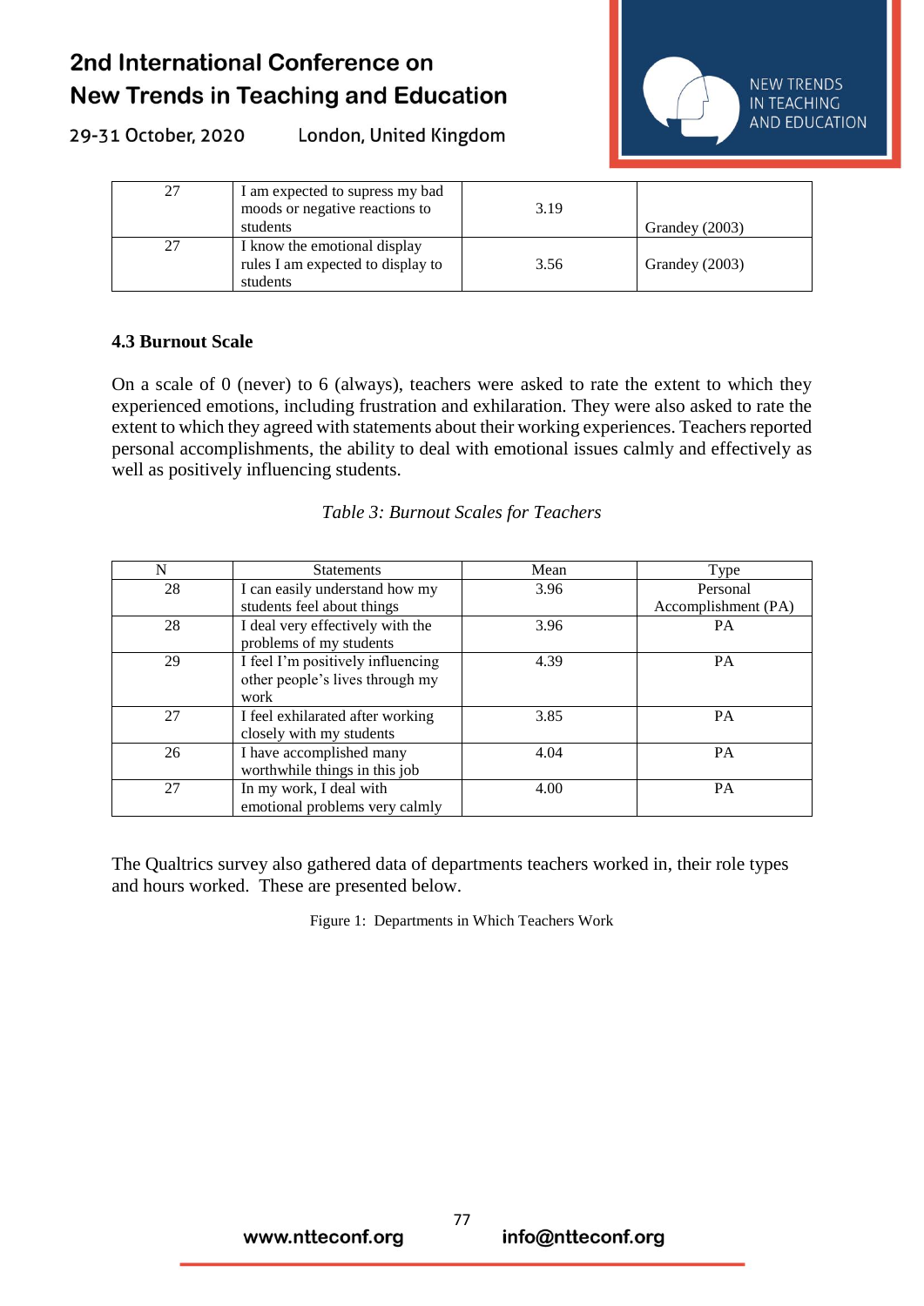| 27 | I am expected to supress my bad moods or negative reactions to students | 3.19 | Grandey (2003) |
|---|---|---|---|
| 27 | I know the emotional display rules I am expected to display to students | 3.56 | Grandey (2003) |

### 4.3 Burnout Scale

On a scale of 0 (never) to 6 (always), teachers were asked to rate the extent to which they experienced emotions, including frustration and exhilaration. They were also asked to rate the extent to which they agreed with statements about their working experiences. Teachers reported personal accomplishments, the ability to deal with emotional issues calmly and effectively as well as positively influencing students.

*Table 3: Burnout Scales for Teachers*

| N | Statements | Mean | Type |
|---|---|---|---|
| 28 | I can easily understand how my students feel about things | 3.96 | Personal Accomplishment (PA) |
| 28 | I deal very effectively with the problems of my students | 3.96 | PA |
| 29 | I feel I'm positively influencing other people's lives through my work | 4.39 | PA |
| 27 | I feel exhilarated after working closely with my students | 3.85 | PA |
| 26 | I have accomplished many worthwhile things in this job | 4.04 | PA |
| 27 | In my work, I deal with emotional problems very calmly | 4.00 | PA |

The Qualtrics survey also gathered data of departments teachers worked in, their role types and hours worked. These are presented below.

Figure 1: Departments in Which Teachers Work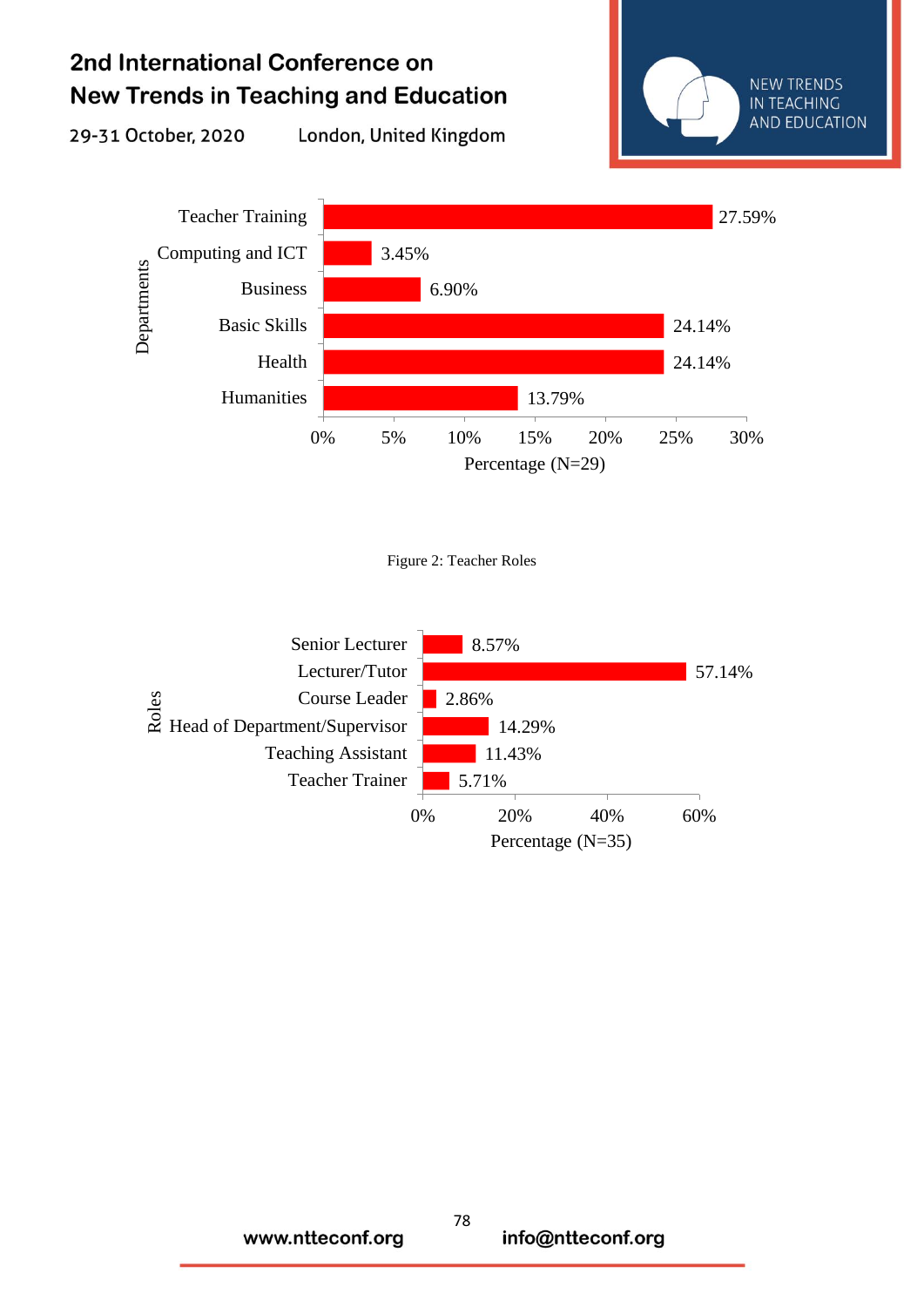| Departments | Percentage (N=29) |
|---|---|
| Teacher Training | 27.59% |
| Computing and ICT | 3.45% |
| Business | 6.90% |
| Basic Skills | 24.14% |
| Health | 24.14% |
| Humanities | 13.79% |

Figure 2: Teacher Roles

| Roles | Percentage (N=35) |
|---|---|
| Senior Lecturer | 8.57% |
| Lecturer/Tutor | 57.14% |
| Course Leader | 2.86% |
| Head of Department/Supervisor | 14.29% |
| Teaching Assistant | 11.43% |
| Teacher Trainer | 5.71% |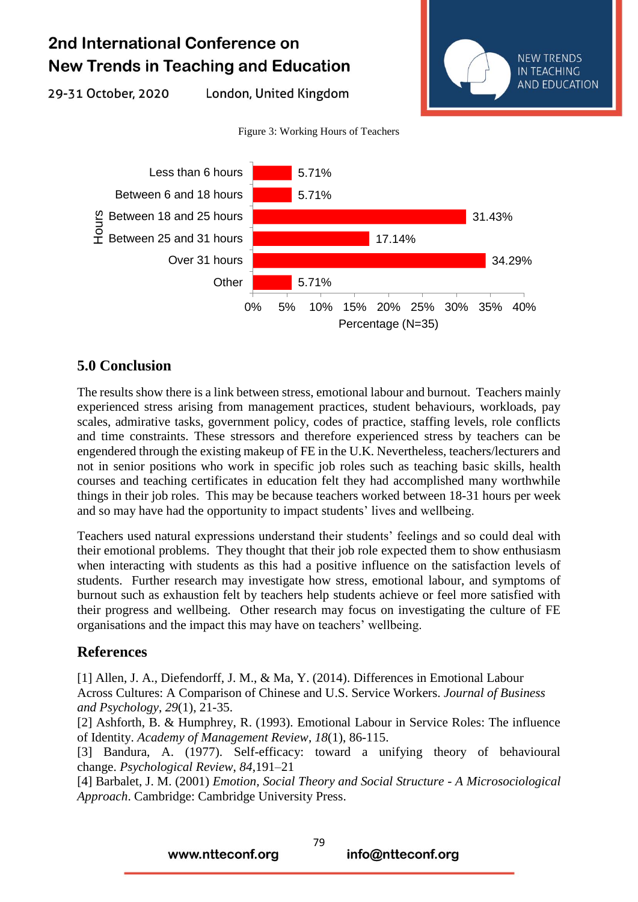Figure 3: Working Hours of Teachers

| Hours | Percentage (N=35) |
|---|---|
| Less than 6 hours | 5.71% |
| Between 6 and 18 hours | 5.71% |
| Between 18 and 25 hours | 31.43% |
| Between 25 and 31 hours | 17.14% |
| Over 31 hours | 34.29% |
| Other | 5.71% |

## 5.0 Conclusion

The results show there is a link between stress, emotional labour and burnout. Teachers mainly experienced stress arising from management practices, student behaviours, workloads, pay scales, admirative tasks, government policy, codes of practice, staffing levels, role conflicts and time constraints. These stressors and therefore experienced stress by teachers can be engendered through the existing makeup of FE in the U.K. Nevertheless, teachers/lecturers and not in senior positions who work in specific job roles such as teaching basic skills, health courses and teaching certificates in education felt they had accomplished many worthwhile things in their job roles. This may be because teachers worked between 18-31 hours per week and so may have had the opportunity to impact students' lives and wellbeing.

Teachers used natural expressions understand their students' feelings and so could deal with their emotional problems. They thought that their job role expected them to show enthusiasm when interacting with students as this had a positive influence on the satisfaction levels of students. Further research may investigate how stress, emotional labour, and symptoms of burnout such as exhaustion felt by teachers help students achieve or feel more satisfied with their progress and wellbeing. Other research may focus on investigating the culture of FE organisations and the impact this may have on teachers' wellbeing.

## References

[1] Allen, J. A., Diefendorff, J. M., & Ma, Y. (2014). Differences in Emotional Labour Across Cultures: A Comparison of Chinese and U.S. Service Workers. *Journal of Business and Psychology*, *29*(1), 21-35.
[2] Ashforth, B. & Humphrey, R. (1993). Emotional Labour in Service Roles: The influence of Identity. *Academy of Management Review*, *18*(1), 86-115.
[3] Bandura, A. (1977). Self-efficacy: toward a unifying theory of behavioural change. *Psychological Review*, *84*,191–21
[4] Barbalet, J. M. (2001) *Emotion, Social Theory and Social Structure - A Microsociological Approach*. Cambridge: Cambridge University Press.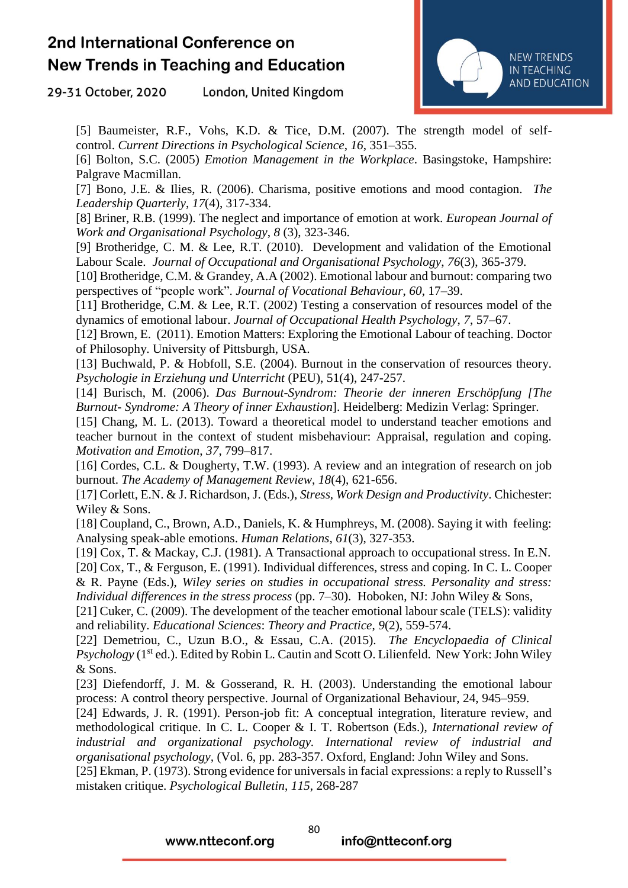[5] Baumeister, R.F., Vohs, K.D. & Tice, D.M. (2007). The strength model of self-control. *Current Directions in Psychological Science*, *16*, 351–355.

[6] Bolton, S.C. (2005) *Emotion Management in the Workplace*. Basingstoke, Hampshire: Palgrave Macmillan.

[7] Bono, J.E. & Ilies, R. (2006). Charisma, positive emotions and mood contagion. *The Leadership Quarterly*, *17*(4), 317-334.

[8] Briner, R.B. (1999). The neglect and importance of emotion at work. *European Journal of Work and Organisational Psychology*, *8* (3), 323-346.

[9] Brotheridge, C. M. & Lee, R.T. (2010). Development and validation of the Emotional Labour Scale. *Journal of Occupational and Organisational Psychology*, *76*(3), 365-379.

[10] Brotheridge, C.M. & Grandey, A.A (2002). Emotional labour and burnout: comparing two perspectives of "people work". *Journal of Vocational Behaviour*, *60*, 17–39.

[11] Brotheridge, C.M. & Lee, R.T. (2002) Testing a conservation of resources model of the dynamics of emotional labour. *Journal of Occupational Health Psychology*, *7*, 57–67.

[12] Brown, E. (2011). Emotion Matters: Exploring the Emotional Labour of teaching. Doctor of Philosophy. University of Pittsburgh, USA.

[13] Buchwald, P. & Hobfoll, S.E. (2004). Burnout in the conservation of resources theory. *Psychologie in Erziehung und Unterricht* (PEU), 51(4), 247-257.

[14] Burisch, M. (2006). *Das Burnout-Syndrom: Theorie der inneren Erschöpfung [The Burnout- Syndrome: A Theory of inner Exhaustion*]. Heidelberg: Medizin Verlag: Springer.

[15] Chang, M. L. (2013). Toward a theoretical model to understand teacher emotions and teacher burnout in the context of student misbehaviour: Appraisal, regulation and coping. *Motivation and Emotion*, *37*, 799–817.

[16] Cordes, C.L. & Dougherty, T.W. (1993). A review and an integration of research on job burnout. *The Academy of Management Review*, *18*(4), 621-656.

[17] Corlett, E.N. & J. Richardson, J. (Eds.), *Stress, Work Design and Productivity*. Chichester: Wiley & Sons.

[18] Coupland, C., Brown, A.D., Daniels, K. & Humphreys, M. (2008). Saying it with feeling: Analysing speak-able emotions. *Human Relations*, *61*(3), 327-353.

[19] Cox, T. & Mackay, C.J. (1981). A Transactional approach to occupational stress. In E.N.

[20] Cox, T., & Ferguson, E. (1991). Individual differences, stress and coping. In C. L. Cooper & R. Payne (Eds.), *Wiley series on studies in occupational stress. Personality and stress: Individual differences in the stress process* (pp. 7–30). Hoboken, NJ: John Wiley & Sons,

[21] Cuker, C. (2009). The development of the teacher emotional labour scale (TELS): validity and reliability. *Educational Sciences*: *Theory and Practice*, *9*(2), 559-574.

[22] Demetriou, C., Uzun B.O., & Essau, C.A. (2015). *The Encyclopaedia of Clinical Psychology* (1st ed.). Edited by Robin L. Cautin and Scott O. Lilienfeld. New York: John Wiley & Sons.

[23] Diefendorff, J. M. & Gosserand, R. H. (2003). Understanding the emotional labour process: A control theory perspective. Journal of Organizational Behaviour, 24, 945–959.

[24] Edwards, J. R. (1991). Person-job fit: A conceptual integration, literature review, and methodological critique. In C. L. Cooper & I. T. Robertson (Eds.), *International review of industrial and organizational psychology. International review of industrial and organisational psychology*, (Vol. 6, pp. 283-357. Oxford, England: John Wiley and Sons.

[25] Ekman, P. (1973). Strong evidence for universals in facial expressions: a reply to Russell's mistaken critique. *Psychological Bulletin*, *115*, 268-287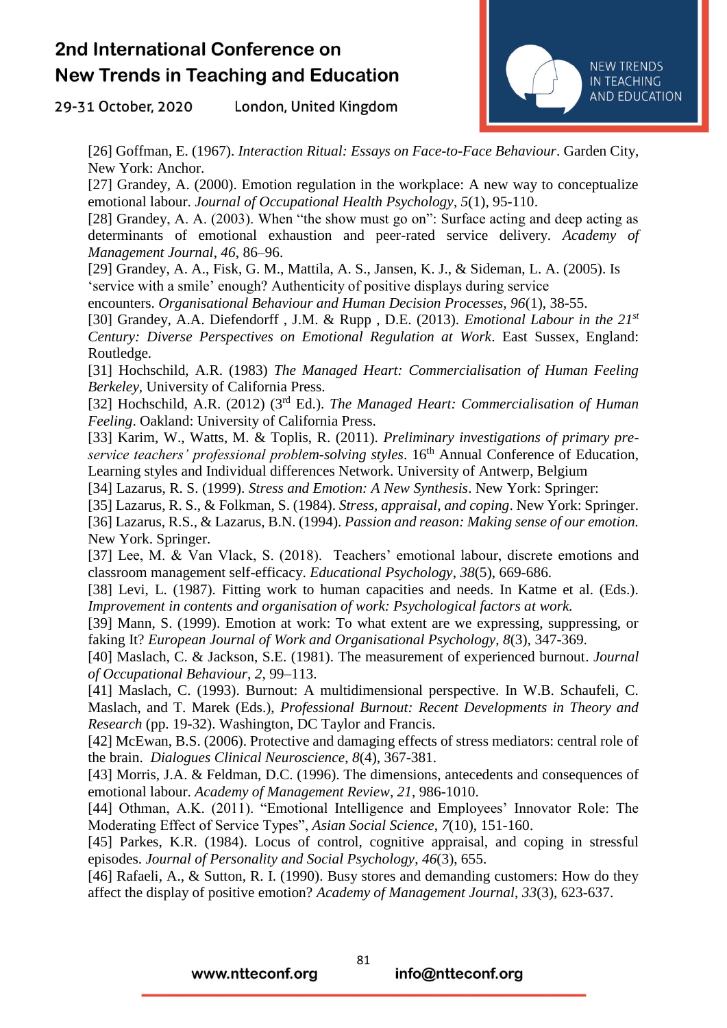[26] Goffman, E. (1967). *Interaction Ritual: Essays on Face-to-Face Behaviour*. Garden City, New York: Anchor.

[27] Grandey, A. (2000). Emotion regulation in the workplace: A new way to conceptualize emotional labour. *Journal of Occupational Health Psychology*, *5*(1), 95-110.

[28] Grandey, A. A. (2003). When "the show must go on": Surface acting and deep acting as determinants of emotional exhaustion and peer-rated service delivery. *Academy of Management Journal*, *46*, 86–96.

[29] Grandey, A. A., Fisk, G. M., Mattila, A. S., Jansen, K. J., & Sideman, L. A. (2005). Is 'service with a smile' enough? Authenticity of positive displays during service encounters. *Organisational Behaviour and Human Decision Processes*, *96*(1), 38-55.

[30] Grandey, A.A. Diefendorff , J.M. & Rupp , D.E. (2013). *Emotional Labour in the 21st Century: Diverse Perspectives on Emotional Regulation at Work*. East Sussex, England: Routledge.

[31] Hochschild, A.R. (1983) *The Managed Heart: Commercialisation of Human Feeling Berkeley*, University of California Press.

[32] Hochschild, A.R. (2012) (3rd Ed.). *The Managed Heart: Commercialisation of Human Feeling*. Oakland: University of California Press.

[33] Karim, W., Watts, M. & Toplis, R. (2011). *Preliminary investigations of primary pre-service teachers' professional problem-solving styles*. 16th Annual Conference of Education, Learning styles and Individual differences Network. University of Antwerp, Belgium

[34] Lazarus, R. S. (1999). *Stress and Emotion: A New Synthesis*. New York: Springer:

[35] Lazarus, R. S., & Folkman, S. (1984). *Stress, appraisal, and coping*. New York: Springer.

[36] Lazarus, R.S., & Lazarus, B.N. (1994). *Passion and reason: Making sense of our emotion.* New York. Springer.

[37] Lee, M. & Van Vlack, S. (2018). Teachers' emotional labour, discrete emotions and classroom management self-efficacy. *Educational Psychology*, *38*(5), 669-686.

[38] Levi, L. (1987). Fitting work to human capacities and needs. In Katme et al. (Eds.). *Improvement in contents and organisation of work: Psychological factors at work.*

[39] Mann, S. (1999). Emotion at work: To what extent are we expressing, suppressing, or faking It? *European Journal of Work and Organisational Psychology*, *8*(3), 347-369.

[40] Maslach, C. & Jackson, S.E. (1981). The measurement of experienced burnout. *Journal of Occupational Behaviour*, *2*, 99–113.

[41] Maslach, C. (1993). Burnout: A multidimensional perspective. In W.B. Schaufeli, C. Maslach, and T. Marek (Eds.), *Professional Burnout: Recent Developments in Theory and Research* (pp. 19-32). Washington, DC Taylor and Francis.

[42] McEwan, B.S. (2006). Protective and damaging effects of stress mediators: central role of the brain. *Dialogues Clinical Neuroscience*, *8*(4), 367-381.

[43] Morris, J.A. & Feldman, D.C. (1996). The dimensions, antecedents and consequences of emotional labour. *Academy of Management Review*, *21*, 986-1010.

[44] Othman, A.K. (2011). "Emotional Intelligence and Employees' Innovator Role: The Moderating Effect of Service Types", *Asian Social Science*, *7*(10), 151-160.

[45] Parkes, K.R. (1984). Locus of control, cognitive appraisal, and coping in stressful episodes. *Journal of Personality and Social Psychology*, *46*(3), 655.

[46] Rafaeli, A., & Sutton, R. I. (1990). Busy stores and demanding customers: How do they affect the display of positive emotion? *Academy of Management Journal*, *33*(3), 623-637.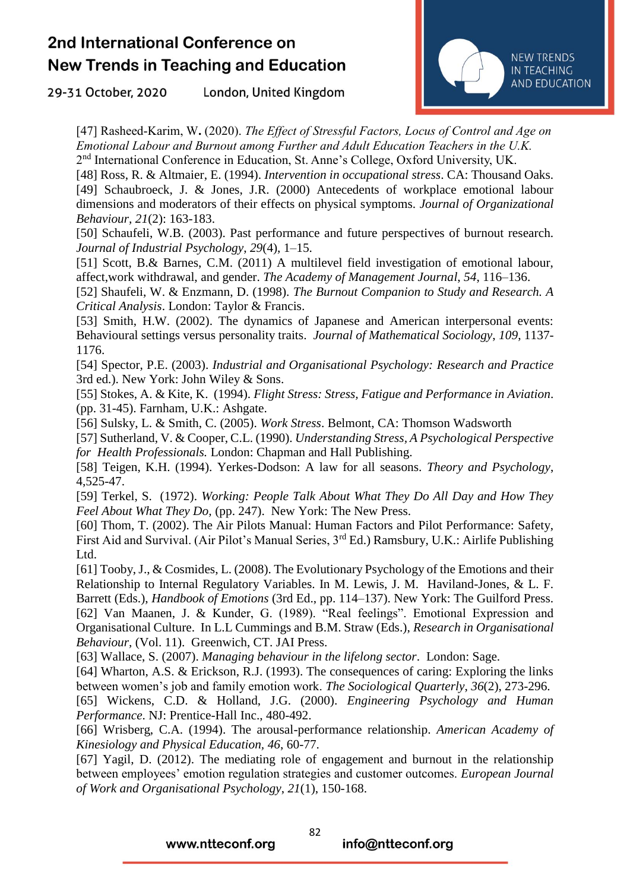[47] Rasheed-Karim, W**.** (2020). *The Effect of Stressful Factors, Locus of Control and Age on Emotional Labour and Burnout among Further and Adult Education Teachers in the U.K.* 2nd International Conference in Education, St. Anne's College, Oxford University, UK.

[48] Ross, R. & Altmaier, E. (1994). *Intervention in occupational stress*. CA: Thousand Oaks.

[49] Schaubroeck, J. & Jones, J.R. (2000) Antecedents of workplace emotional labour dimensions and moderators of their effects on physical symptoms. *Journal of Organizational Behaviour, 21*(2): 163-183.

[50] Schaufeli, W.B. (2003). Past performance and future perspectives of burnout research. *Journal of Industrial Psychology*, *29*(4), 1–15.

[51] Scott, B.& Barnes, C.M. (2011) A multilevel field investigation of emotional labour, affect,work withdrawal, and gender. *The Academy of Management Journal*, *54*, 116–136.

[52] Shaufeli, W. & Enzmann, D. (1998). *The Burnout Companion to Study and Research. A Critical Analysis*. London: Taylor & Francis.

[53] Smith, H.W. (2002). The dynamics of Japanese and American interpersonal events: Behavioural settings versus personality traits. *Journal of Mathematical Sociology*, *109*, 1137-1176.

[54] Spector, P.E. (2003). *Industrial and Organisational Psychology: Research and Practice* 3rd ed.). New York: John Wiley & Sons.

[55] Stokes, A. & Kite, K. (1994). *Flight Stress: Stress, Fatigue and Performance in Aviation*. (pp. 31-45). Farnham, U.K.: Ashgate.

[56] Sulsky, L. & Smith, C. (2005). *Work Stress*. Belmont, CA: Thomson Wadsworth

[57] Sutherland, V. & Cooper, C.L. (1990). *Understanding Stress, A Psychological Perspective for Health Professionals.* London: Chapman and Hall Publishing.

[58] Teigen, K.H. (1994). Yerkes-Dodson: A law for all seasons. *Theory and Psychology*, 4,525-47.

[59] Terkel, S. (1972). *Working: People Talk About What They Do All Day and How They Feel About What They Do*, (pp. 247). New York: The New Press.

[60] Thom, T. (2002). The Air Pilots Manual: Human Factors and Pilot Performance: Safety, First Aid and Survival. (Air Pilot's Manual Series, 3rd Ed.) Ramsbury, U.K.: Airlife Publishing Ltd.

[61] Tooby, J., & Cosmides, L. (2008). The Evolutionary Psychology of the Emotions and their Relationship to Internal Regulatory Variables. In M. Lewis, J. M. Haviland-Jones, & L. F. Barrett (Eds.), *Handbook of Emotions* (3rd Ed., pp. 114–137). New York: The Guilford Press.

[62] Van Maanen, J. & Kunder, G. (1989). "Real feelings". Emotional Expression and Organisational Culture. In L.L Cummings and B.M. Straw (Eds.), *Research in Organisational Behaviour,* (Vol. 11). Greenwich, CT. JAI Press.

[63] Wallace, S. (2007). *Managing behaviour in the lifelong sector*. London: Sage.

[64] Wharton, A.S. & Erickson, R.J. (1993). The consequences of caring: Exploring the links between women's job and family emotion work. *The Sociological Quarterly*, *36*(2), 273-296.

[65] Wickens, C.D. & Holland, J.G. (2000). *Engineering Psychology and Human Performance*. NJ: Prentice-Hall Inc., 480-492.

[66] Wrisberg, C.A. (1994). The arousal-performance relationship. *American Academy of Kinesiology and Physical Education, 46*, 60-77.

[67] Yagil, D. (2012). The mediating role of engagement and burnout in the relationship between employees' emotion regulation strategies and customer outcomes. *European Journal of Work and Organisational Psychology*, *21*(1), 150-168.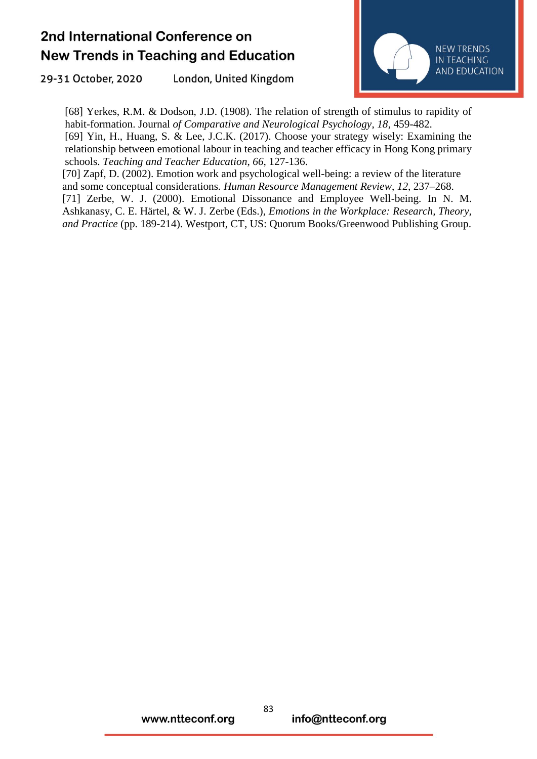[68] Yerkes, R.M. & Dodson, J.D. (1908). The relation of strength of stimulus to rapidity of habit-formation. Journal *of Comparative and Neurological Psychology*, *18*, 459-482.

[69] Yin, H., Huang, S. & Lee, J.C.K. (2017). Choose your strategy wisely: Examining the relationship between emotional labour in teaching and teacher efficacy in Hong Kong primary schools. *Teaching and Teacher Education*, *66*, 127-136.

[70] Zapf, D. (2002). Emotion work and psychological well-being: a review of the literature and some conceptual considerations. *Human Resource Management Review*, *12*, 237–268.

[71] Zerbe, W. J. (2000). Emotional Dissonance and Employee Well-being. In N. M. Ashkanasy, C. E. Härtel, & W. J. Zerbe (Eds.), *Emotions in the Workplace: Research, Theory, and Practice* (pp. 189-214). Westport, CT, US: Quorum Books/Greenwood Publishing Group.